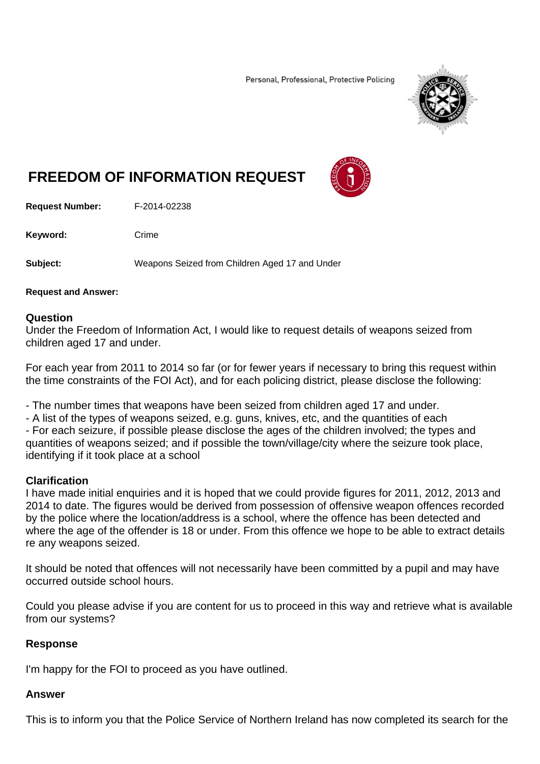Personal, Professional, Protective Policing

# FREEDOM OF INFORMATION REQUEST

**Request Number:** F-2014-02238

**Keyword:** Crime

**Subject:** Weapons Seized from Children Aged 17 and Under

**Request and Answer:**

### Question

Under the Freedom of Information Act, I would like to request details of weapons seized from children aged 17 and under.

For each year from 2011 to 2014 so far (or for fewer years if necessary to bring this request within the time constraints of the FOI Act), and for each policing district, please disclose the following:

- The number times that weapons have been seized from children aged 17 and under.
- A list of the types of weapons seized, e.g. guns, knives, etc, and the quantities of each
- For each seizure, if possible please disclose the ages of the children involved; the types and quantities of weapons seized; and if possible the town/village/city where the seizure took place, identifying if it took place at a school

### Clarification

I have made initial enquiries and it is hoped that we could provide figures for 2011, 2012, 2013 and 2014 to date. The figures would be derived from possession of offensive weapon offences recorded by the police where the location/address is a school, where the offence has been detected and where the age of the offender is 18 or under. From this offence we hope to be able to extract details re any weapons seized.

It should be noted that offences will not necessarily have been committed by a pupil and may have occurred outside school hours.

Could you please advise if you are content for us to proceed in this way and retrieve what is available from our systems?

### Response

I'm happy for the FOI to proceed as you have outlined.

### Answer

This is to inform you that the Police Service of Northern Ireland has now completed its search for the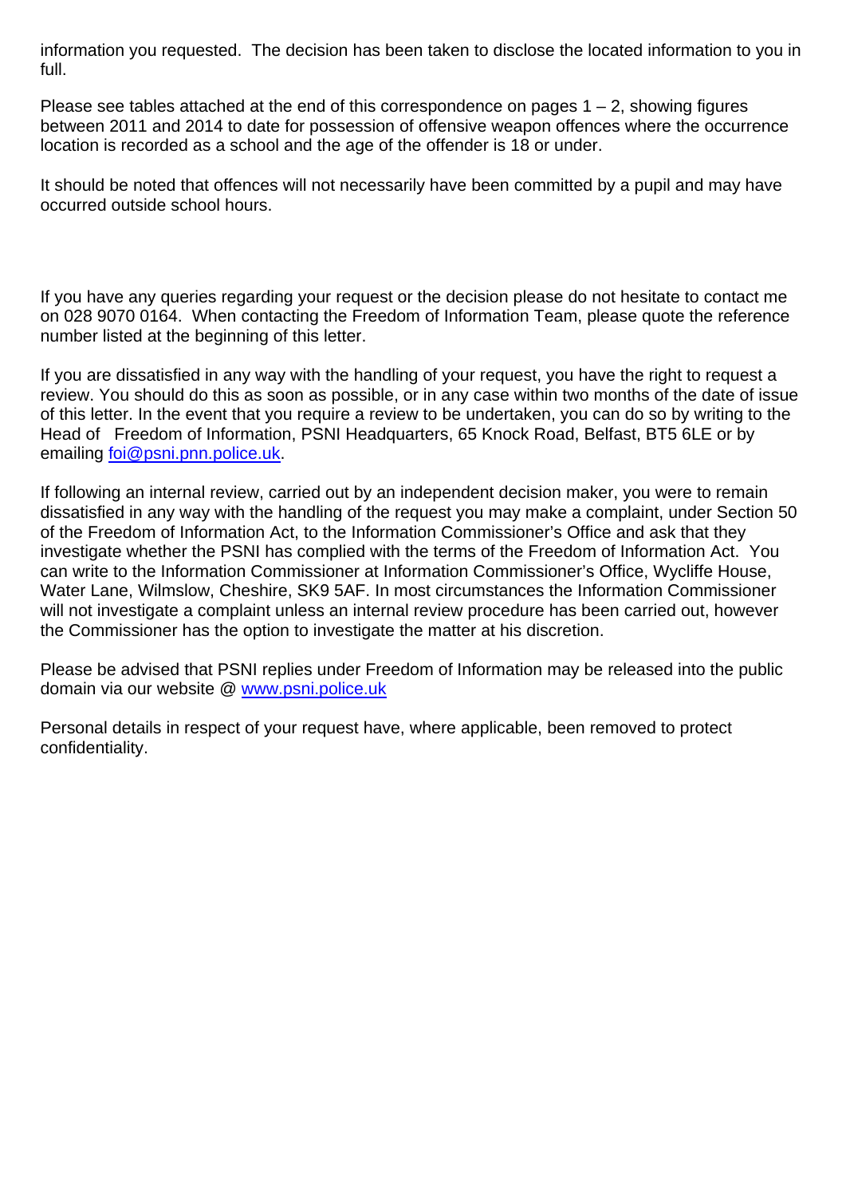information you requested. The decision has been taken to disclose the located information to you in full.

Please see tables attached at the end of this correspondence on pages 1 – 2, showing figures between 2011 and 2014 to date for possession of offensive weapon offences where the occurrence location is recorded as a school and the age of the offender is 18 or under.

It should be noted that offences will not necessarily have been committed by a pupil and may have occurred outside school hours.

If you have any queries regarding your request or the decision please do not hesitate to contact me on 028 9070 0164. When contacting the Freedom of Information Team, please quote the reference number listed at the beginning of this letter.

If you are dissatisfied in any way with the handling of your request, you have the right to request a review. You should do this as soon as possible, or in any case within two months of the date of issue of this letter. In the event that you require a review to be undertaken, you can do so by writing to the Head of Freedom of Information, PSNI Headquarters, 65 Knock Road, Belfast, BT5 6LE or by emailing [foi@psni.pnn.police.uk](mailto:foi@psni.pnn.police.uk).

If following an internal review, carried out by an independent decision maker, you were to remain dissatisfied in any way with the handling of the request you may make a complaint, under Section 50 of the Freedom of Information Act, to the Information Commissioner's Office and ask that they investigate whether the PSNI has complied with the terms of the Freedom of Information Act. You can write to the Information Commissioner at Information Commissioner's Office, Wycliffe House, Water Lane, Wilmslow, Cheshire, SK9 5AF. In most circumstances the Information Commissioner will not investigate a complaint unless an internal review procedure has been carried out, however the Commissioner has the option to investigate the matter at his discretion.

Please be advised that PSNI replies under Freedom of Information may be released into the public domain via our website @ [www.psni.police.uk](http://www.psni.police.uk)

Personal details in respect of your request have, where applicable, been removed to protect confidentiality.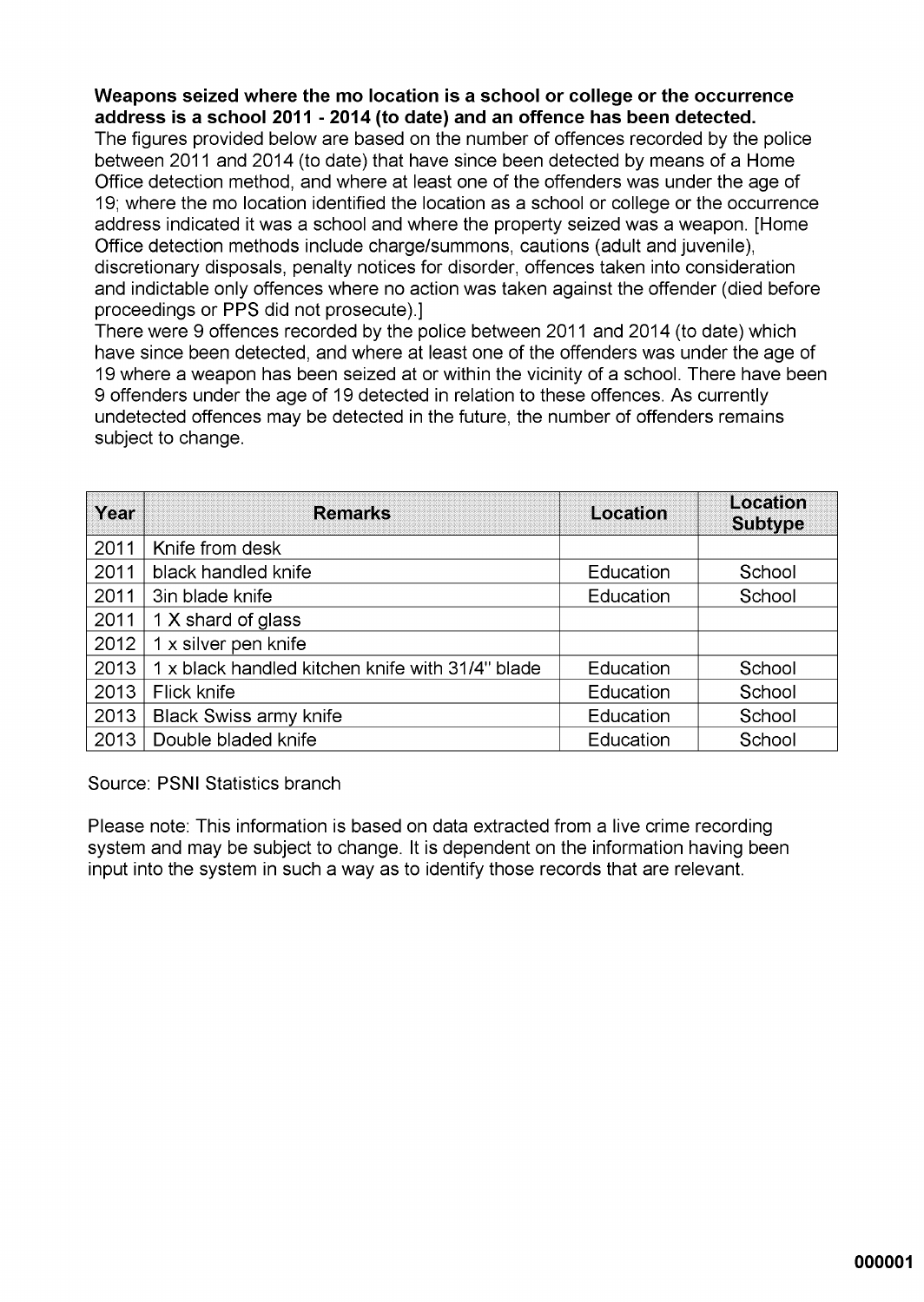**Weapons seized where the mo location is a school or college or the occurrence address is a school 2011 - 2014 (to date) and an offence has been detected.**

The figures provided below are based on the number of offences recorded by the police between 2011 and 2014 (to date) that have since been detected by means of a Home Office detection method, and where at least one of the offenders was under the age of 19; where the mo location identified the location as a school or college or the occurrence address indicated it was a school and where the property seized was a weapon. [Home Office detection methods include charge/summons, cautions (adult and juvenile), discretionary disposals, penalty notices for disorder, offences taken into consideration and indictable only offences where no action was taken against the offender (died before proceedings or PPS did not prosecute).]

There were 9 offences recorded by the police between 2011 and 2014 (to date) which have since been detected, and where at least one of the offenders was under the age of 19 where a weapon has been seized at or within the vicinity of a school. There have been 9 offenders under the age of 19 detected in relation to these offences. As currently undetected offences may be detected in the future, the number of offenders remains subject to change.

| Year | Remarks | Location | Location Subtype |
|---|---|---|---|
| 2011 | Knife from desk | | |
| 2011 | black handled knife | Education | School |
| 2011 | 3in blade knife | Education | School |
| 2011 | 1 X shard of glass | | |
| 2012 | 1 x silver pen knife | | |
| 2013 | 1 x black handled kitchen knife with 31/4" blade | Education | School |
| 2013 | Flick knife | Education | School |
| 2013 | Black Swiss army knife | Education | School |
| 2013 | Double bladed knife | Education | School |

Source: PSNI Statistics branch

Please note: This information is based on data extracted from a live crime recording system and may be subject to change. It is dependent on the information having been input into the system in such a way as to identify those records that are relevant.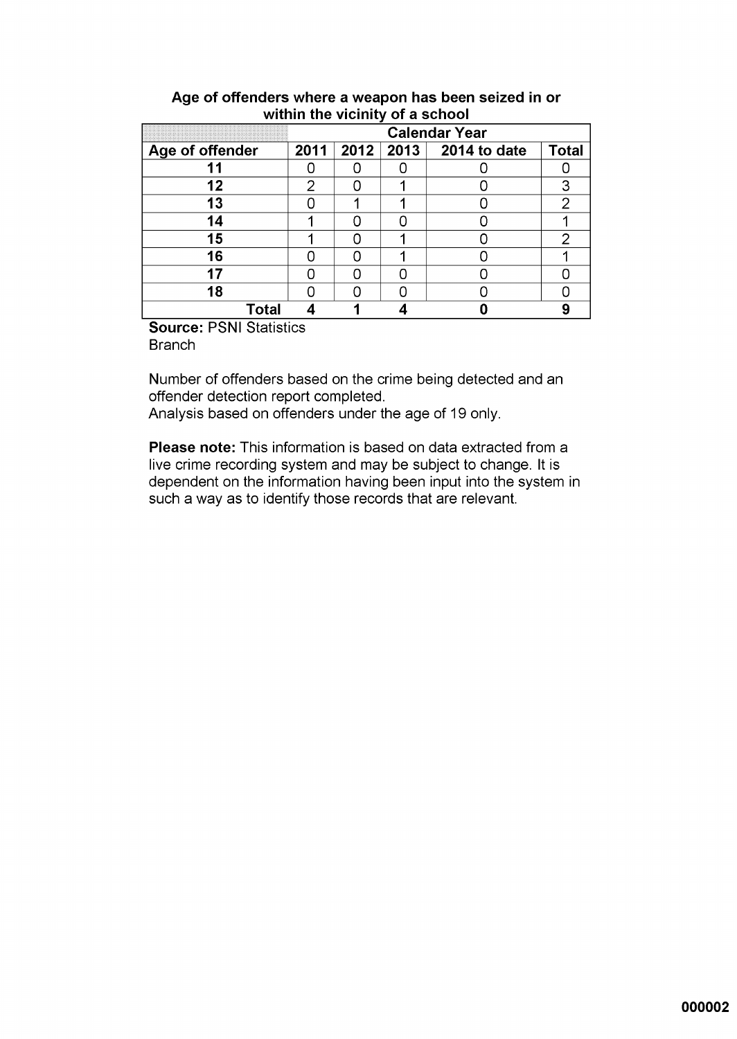**Age of offenders where a weapon has been seized in or within the vicinity of a school**

| | Calendar Year | | | | |
|---|---|---|---|---|---|
| **Age of offender** | **2011** | **2012** | **2013** | **2014 to date** | **Total** |
| **11** | 0 | 0 | 0 | 0 | 0 |
| **12** | 2 | 0 | 1 | 0 | 3 |
| **13** | 0 | 1 | 1 | 0 | 2 |
| **14** | 1 | 0 | 0 | 0 | 1 |
| **15** | 1 | 0 | 1 | 0 | 2 |
| **16** | 0 | 0 | 1 | 0 | 1 |
| **17** | 0 | 0 | 0 | 0 | 0 |
| **18** | 0 | 0 | 0 | 0 | 0 |
| **Total** | **4** | **1** | **4** | **0** | **9** |

**Source:** PSNI Statistics Branch

Number of offenders based on the crime being detected and an offender detection report completed.
Analysis based on offenders under the age of 19 only.

**Please note:** This information is based on data extracted from a live crime recording system and may be subject to change. It is dependent on the information having been input into the system in such a way as to identify those records that are relevant.

000002